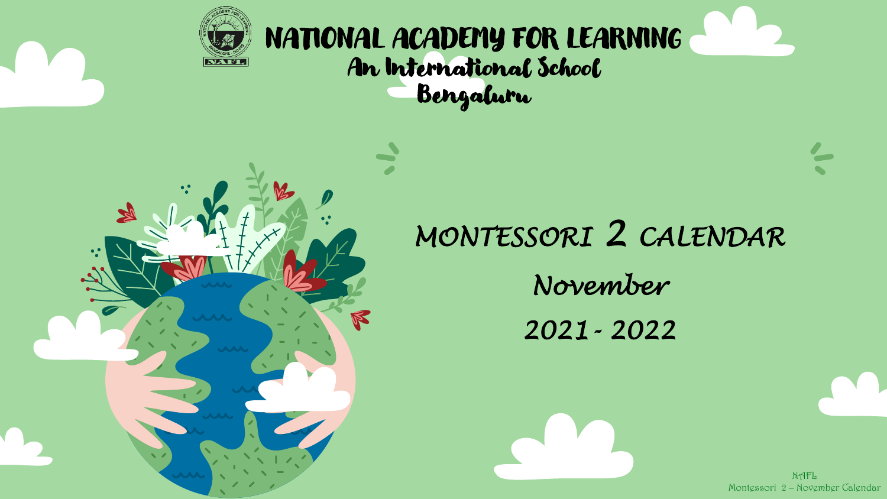# NATIONAL ACADEMY FOR LEARNING

## An International School

## Bengaluru

# MONTESSORI 2 CALENDAR

## November

## 2021 - 2022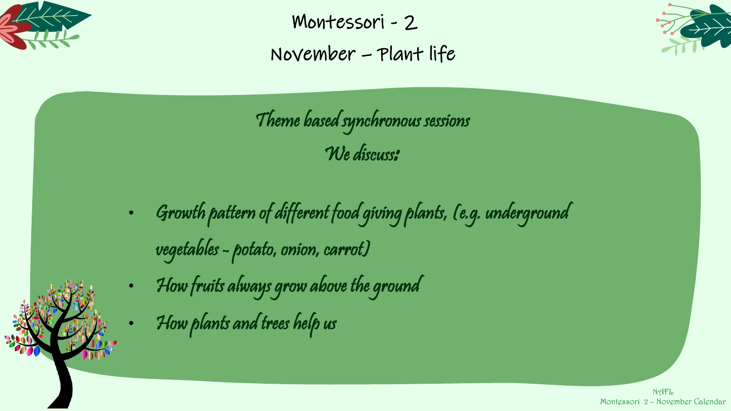# Montessori - 2

## November – Plant life

### *Theme based synchronous sessions*

### *We discuss:*

- *Growth pattern of different food giving plants, (e.g. underground vegetables - potato, onion, carrot)*
- *How fruits always grow above the ground*
- *How plants and trees help us*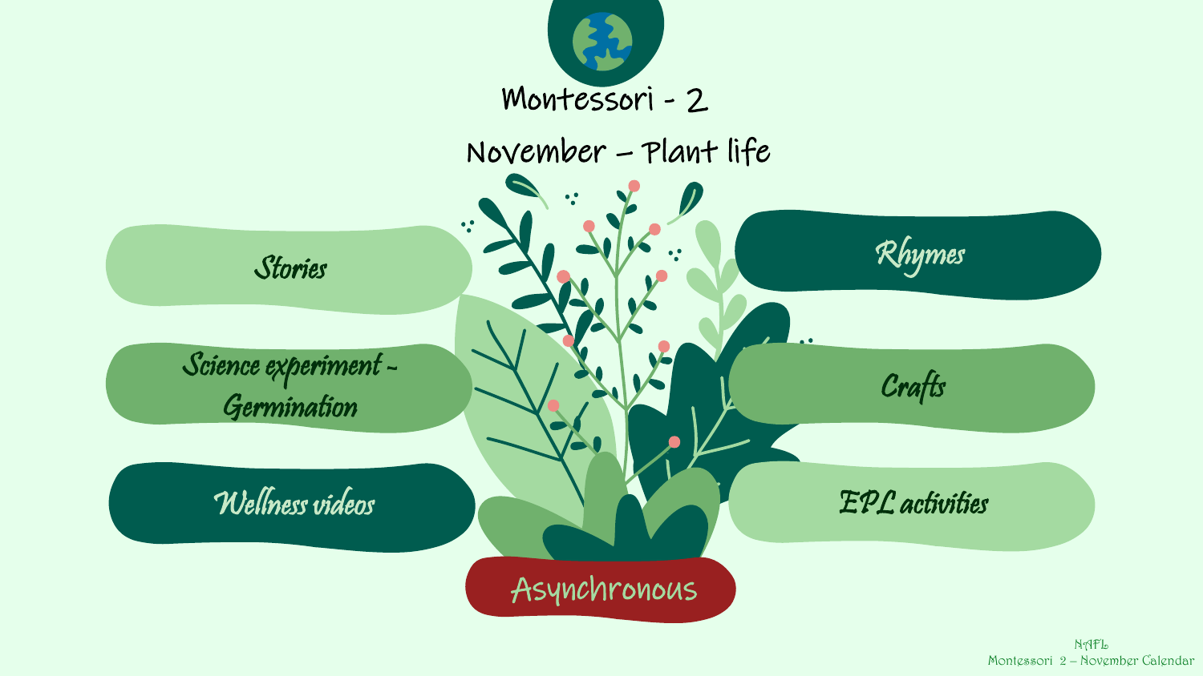# Montessori - 2

## November – Plant life

- Stories
- Science experiment - Germination
- Wellness videos
- Rhymes
- Crafts
- EPL activities

Asynchronous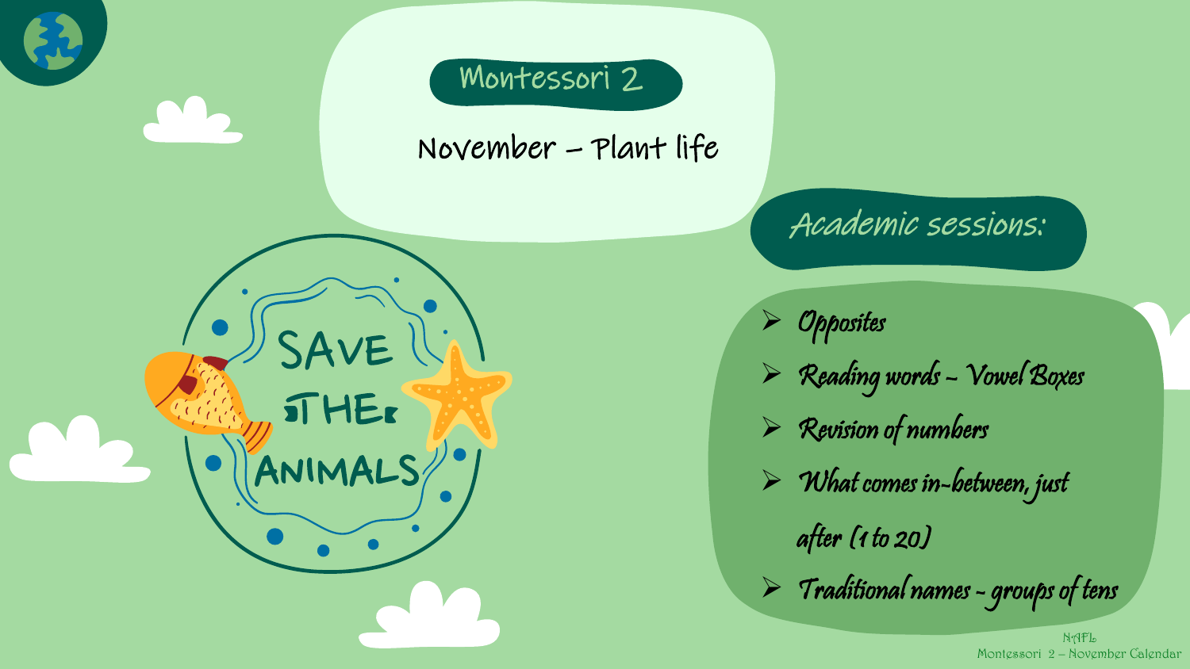# Montessori 2

## November – Plant life

SAVE THE ANIMALS

## Academic sessions:

- *Opposites*
- *Reading words – Vowel Boxes*
- *Revision of numbers*
- *What comes in-between, just after (1 to 20)*
- *Traditional names - groups of tens*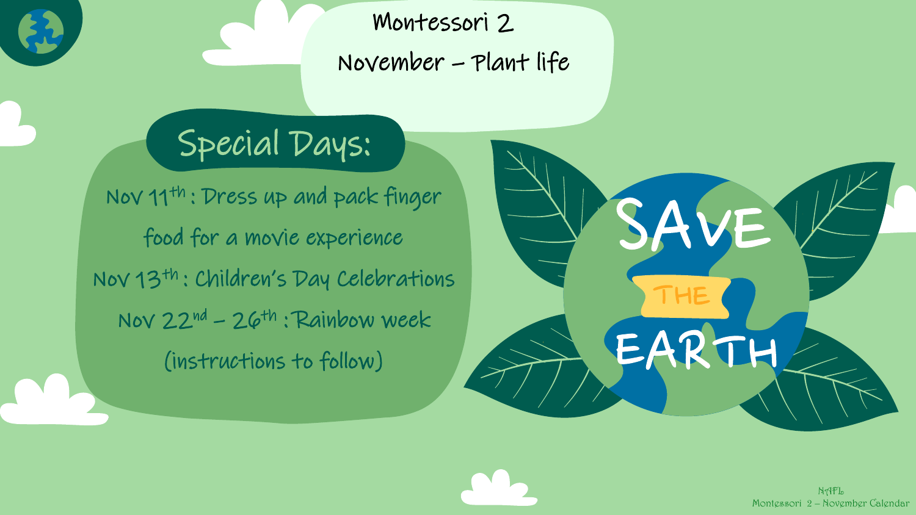# Montessori 2

## November – Plant life

### Special Days:

Nov 11th : Dress up and pack finger food for a movie experience

Nov 13th : Children's Day Celebrations

Nov 22nd – 26th : Rainbow week (instructions to follow)

SAVE THE EARTH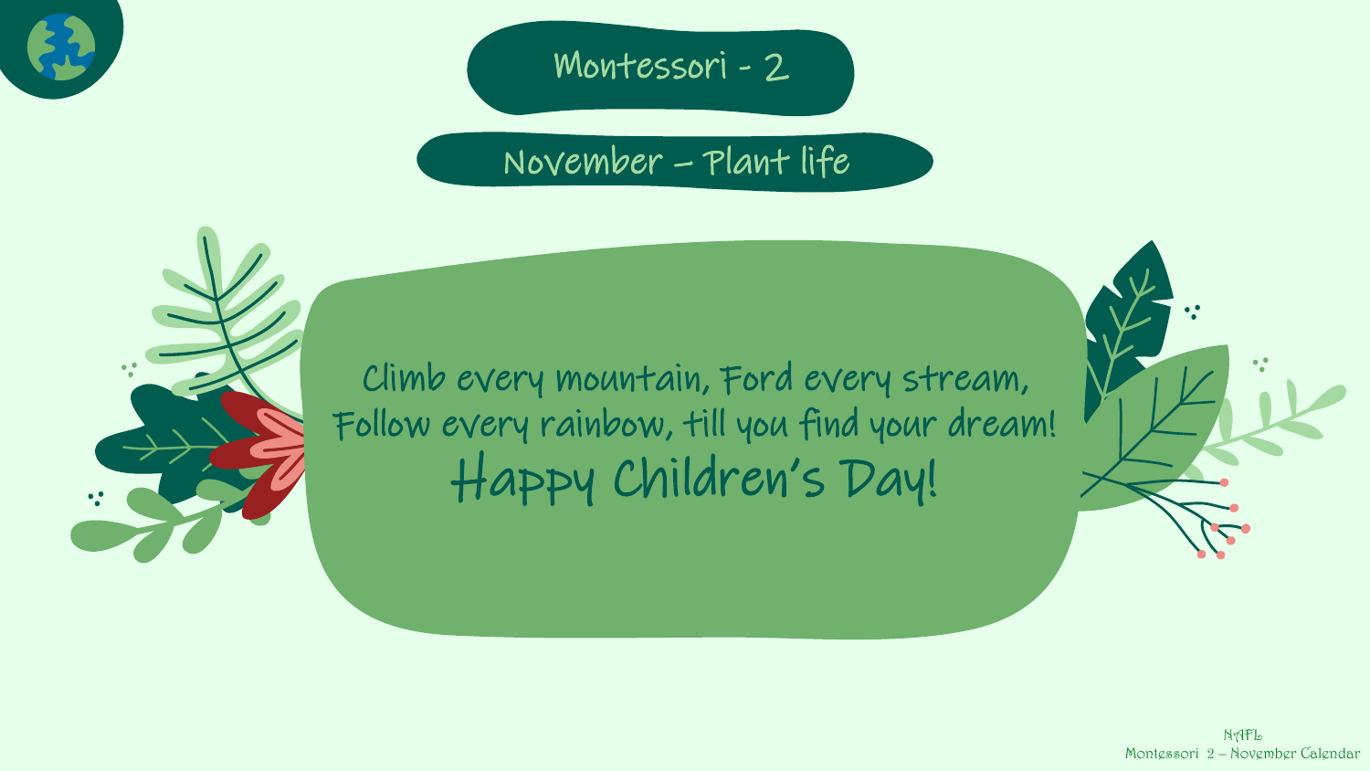# Montessori - 2

## November – Plant life

Climb every mountain, Ford every stream,
Follow every rainbow, till you find your dream!

**Happy Children's Day!**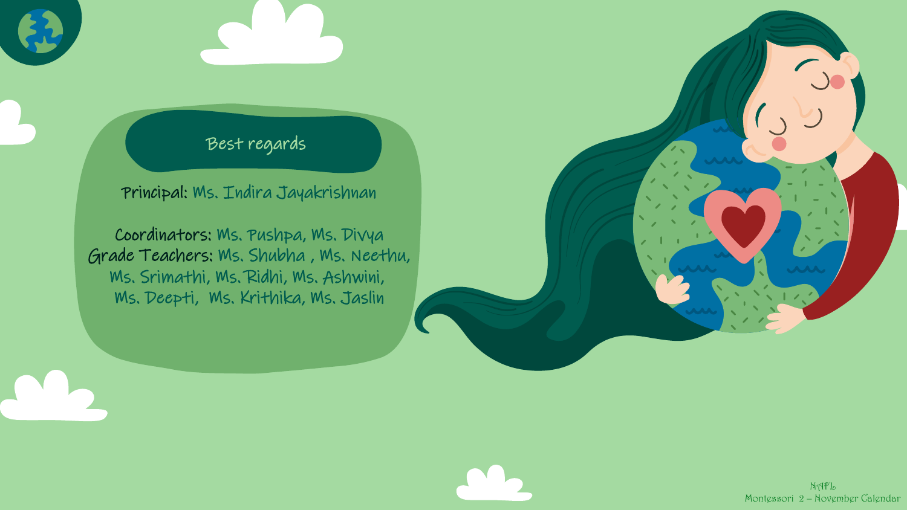## Best regards

**Principal:** Ms. Indira Jayakrishnan

**Coordinators:** Ms. Pushpa, Ms. Divya
**Grade Teachers:** Ms. Shubha , Ms. Neethu, Ms. Srimathi, Ms. Ridhi, Ms. Ashwini, Ms. Deepti, Ms. Krithika, Ms. Jaslin